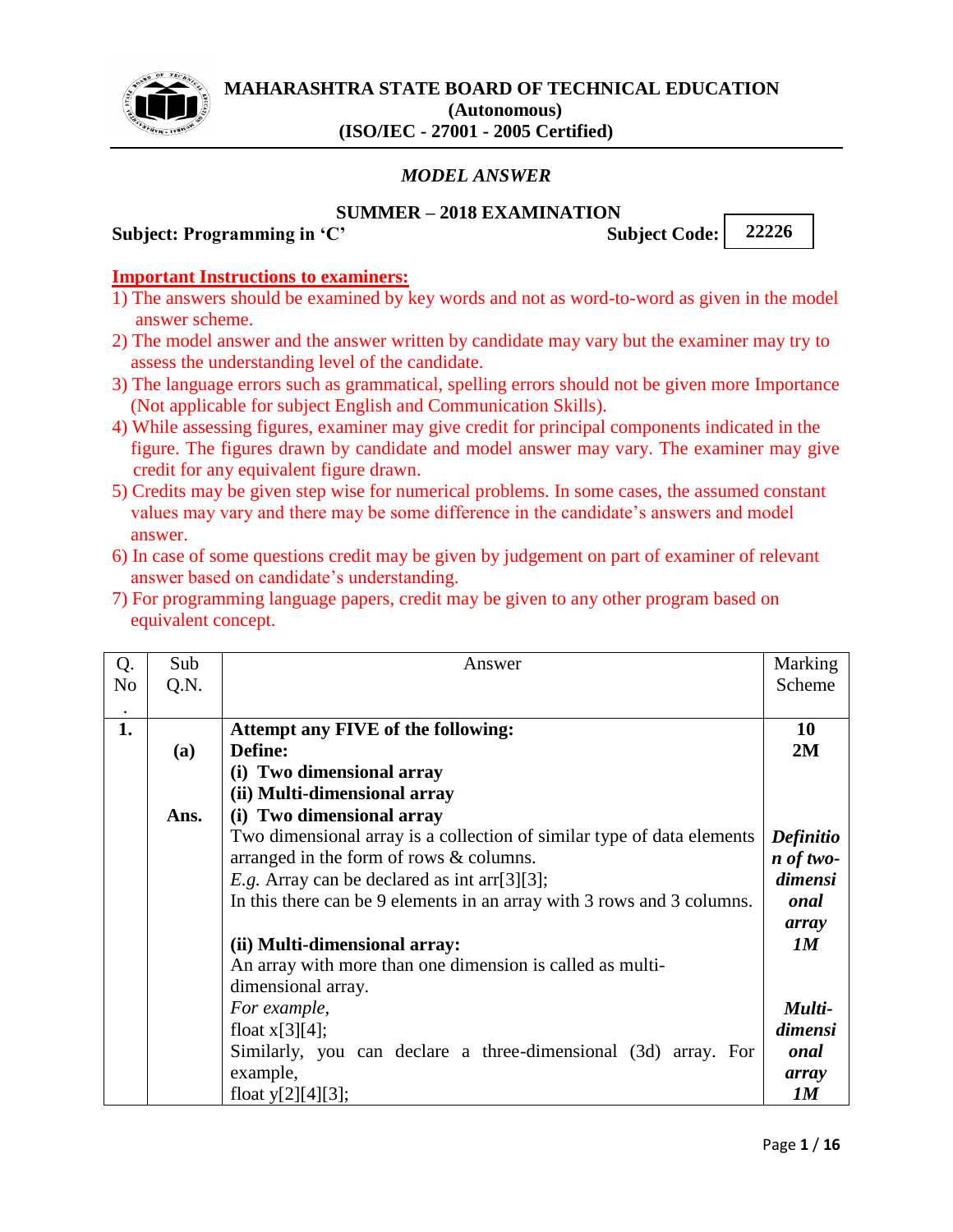**MAHARASHTRA STATE BOARD OF TECHNICAL EDUCATION**
**(Autonomous)**
**(ISO/IEC - 27001 - 2005 Certified)**

***MODEL ANSWER***

**SUMMER – 2018 EXAMINATION**

**Subject: Programming in 'C'** **Subject Code: 22226**

**Important Instructions to examiners:**

1) The answers should be examined by key words and not as word-to-word as given in the model answer scheme.
2) The model answer and the answer written by candidate may vary but the examiner may try to assess the understanding level of the candidate.
3) The language errors such as grammatical, spelling errors should not be given more Importance (Not applicable for subject English and Communication Skills).
4) While assessing figures, examiner may give credit for principal components indicated in the figure. The figures drawn by candidate and model answer may vary. The examiner may give credit for any equivalent figure drawn.
5) Credits may be given step wise for numerical problems. In some cases, the assumed constant values may vary and there may be some difference in the candidate's answers and model answer.
6) In case of some questions credit may be given by judgement on part of examiner of relevant answer based on candidate's understanding.
7) For programming language papers, credit may be given to any other program based on equivalent concept.

| Q. No. | Sub Q.N. | Answer | Marking Scheme |
|---|---|---|---|
| **1.** | | **Attempt any FIVE of the following:** | **10** |
| | **(a)** | **Define:**<br>**(i) Two dimensional array**<br>**(ii) Multi-dimensional array** | **2M** |
| | **Ans.** | **(i) Two dimensional array**<br>Two dimensional array is a collection of similar type of data elements arranged in the form of rows & columns.<br>*E.g.* Array can be declared as int arr[3][3];<br>In this there can be 9 elements in an array with 3 rows and 3 columns.<br><br>**(ii) Multi-dimensional array:**<br>An array with more than one dimension is called as multi-dimensional array.<br>*For example,*<br>float x[3][4];<br>Similarly, you can declare a three-dimensional (3d) array. For example,<br>float y[2][4][3]; | ***Definition of two-dimensional array 1M***<br><br>***Multi-dimensional array 1M*** |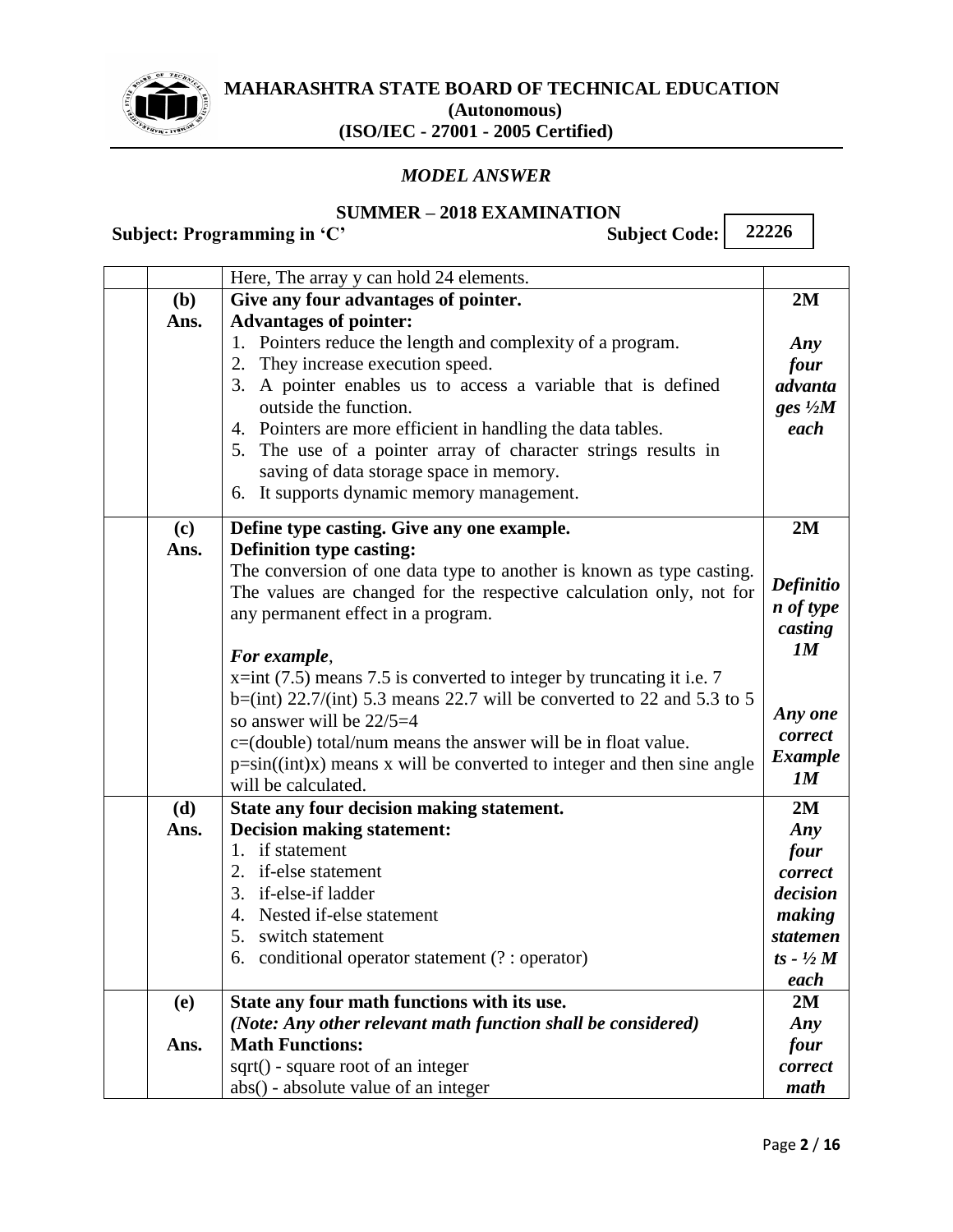| | | | |
|---|---|---|---|
| | | Here, The array y can hold 24 elements. | |
| | **(b)** | **Give any four advantages of pointer.** | **2M** |
| | **Ans.** | **Advantages of pointer:**<br>1. Pointers reduce the length and complexity of a program.<br>2. They increase execution speed.<br>3. A pointer enables us to access a variable that is defined outside the function.<br>4. Pointers are more efficient in handling the data tables.<br>5. The use of a pointer array of character strings results in saving of data storage space in memory.<br>6. It supports dynamic memory management. | ***Any four advantages ½M each*** |
| | **(c)** | **Define type casting. Give any one example.** | **2M** |
| | **Ans.** | **Definition type casting:**<br>The conversion of one data type to another is known as type casting. The values are changed for the respective calculation only, not for any permanent effect in a program.<br><br>***For example***,<br>x=int (7.5) means 7.5 is converted to integer by truncating it i.e. 7<br>b=(int) 22.7/(int) 5.3 means 22.7 will be converted to 22 and 5.3 to 5 so answer will be 22/5=4<br>c=(double) total/num means the answer will be in float value.<br>p=sin((int)x) means x will be converted to integer and then sine angle will be calculated. | ***Definition of type casting 1M***<br><br>***Any one correct Example 1M*** |
| | **(d)** | **State any four decision making statement.** | **2M** |
| | **Ans.** | **Decision making statement:**<br>1. if statement<br>2. if-else statement<br>3. if-else-if ladder<br>4. Nested if-else statement<br>5. switch statement<br>6. conditional operator statement (? : operator) | ***Any four correct decision making statements - ½ M each*** |
| | **(e)** | **State any four math functions with its use.**<br>***(Note: Any other relevant math function shall be considered)*** | **2M** |
| | **Ans.** | **Math Functions:**<br>sqrt() - square root of an integer<br>abs() - absolute value of an integer | ***Any four correct math*** |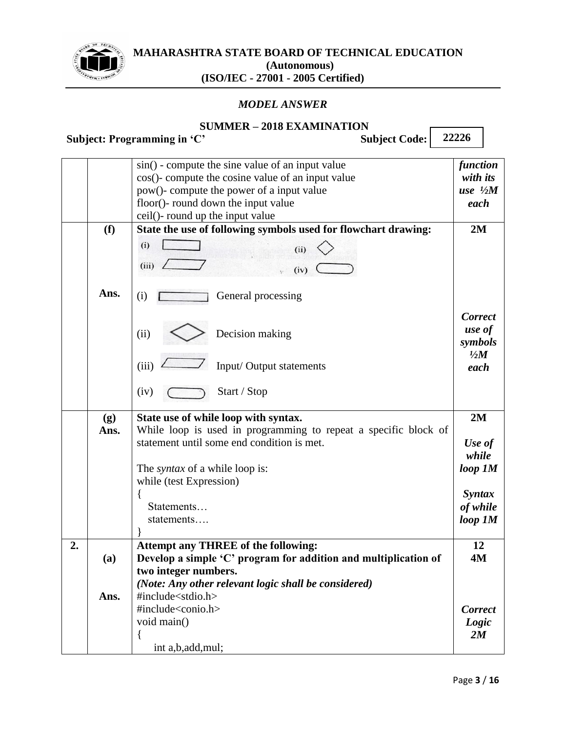| | | | |
|---|---|---|---|
| | | sin() - compute the sine value of an input value<br>cos()- compute the cosine value of an input value<br>pow()- compute the power of a input value<br>floor()- round down the input value<br>ceil()- round up the input value | *function with its use ½M each* |
| | **(f)** | **State the use of following symbols used for flowchart drawing:**<br>(i) ▭ (ii) ◇<br>(iii) ▱ (iv) ⬭ | **2M** |
| | **Ans.** | (i) ▭ General processing<br>(ii) ◇ Decision making<br>(iii) ▱ Input/ Output statements<br>(iv) ⬭ Start / Stop | ***Correct use of symbols ½M each*** |
| | **(g)**<br>**Ans.** | **State use of while loop with syntax.**<br>While loop is used in programming to repeat a specific block of statement until some end condition is met.<br><br>The *syntax* of a while loop is:<br>while (test Expression)<br>{<br>Statements…<br>statements….<br>} | **2M**<br><br>***Use of while loop 1M***<br><br>***Syntax of while loop 1M*** |
| **2.** | <br>**(a)**<br><br><br>**Ans.** | **Attempt any THREE of the following:**<br>**Develop a simple 'C' program for addition and multiplication of two integer numbers.**<br>***(Note: Any other relevant logic shall be considered)***<br>#include<stdio.h><br>#include<conio.h><br>void main()<br>{<br>int a,b,add,mul; | **12**<br>**4M**<br><br><br>***Correct Logic 2M*** |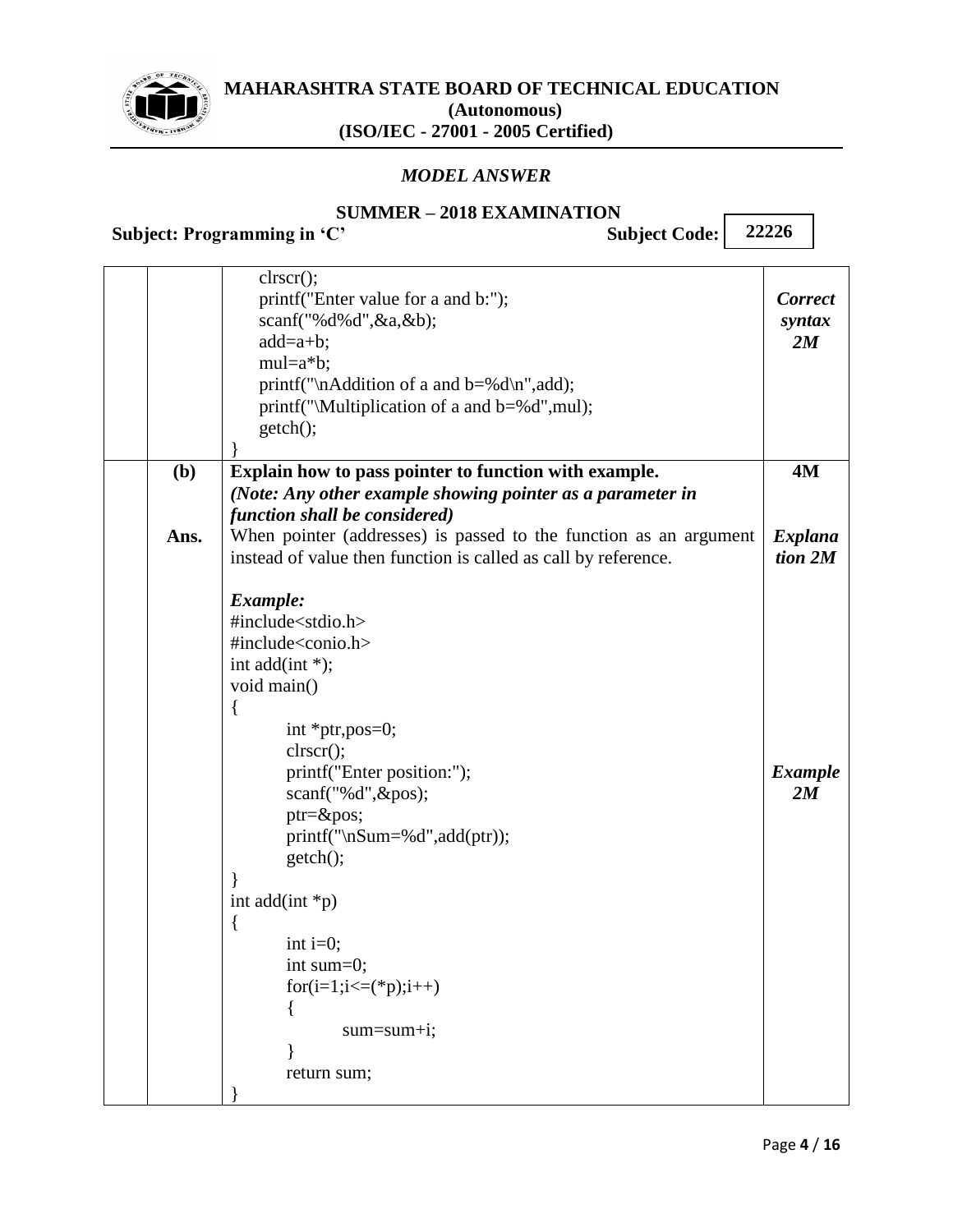```
clrscr();
printf("Enter value for a and b:");
scanf("%d%d",&a,&b);
add=a+b;
mul=a*b;
printf("\nAddition of a and b=%d\n",add);
printf("\Multiplication of a and b=%d",mul);
getch();
}
```

*Correct syntax 2M*

**(b) Explain how to pass pointer to function with example.** **4M**

***(Note: Any other example showing pointer as a parameter in function shall be considered)***

**Ans.** When pointer (addresses) is passed to the function as an argument instead of value then function is called as call by reference. *Explanation 2M*

***Example:***

```
#include<stdio.h>
#include<conio.h>
int add(int *);
void main()
{
        int *ptr,pos=0;
        clrscr();
        printf("Enter position:");
        scanf("%d",&pos);
        ptr=&pos;
        printf("\nSum=%d",add(ptr));
        getch();
}
int add(int *p)
{
        int i=0;
        int sum=0;
        for(i=1;i<=(*p);i++)
        {
                sum=sum+i;
        }
        return sum;
}
```

*Example 2M*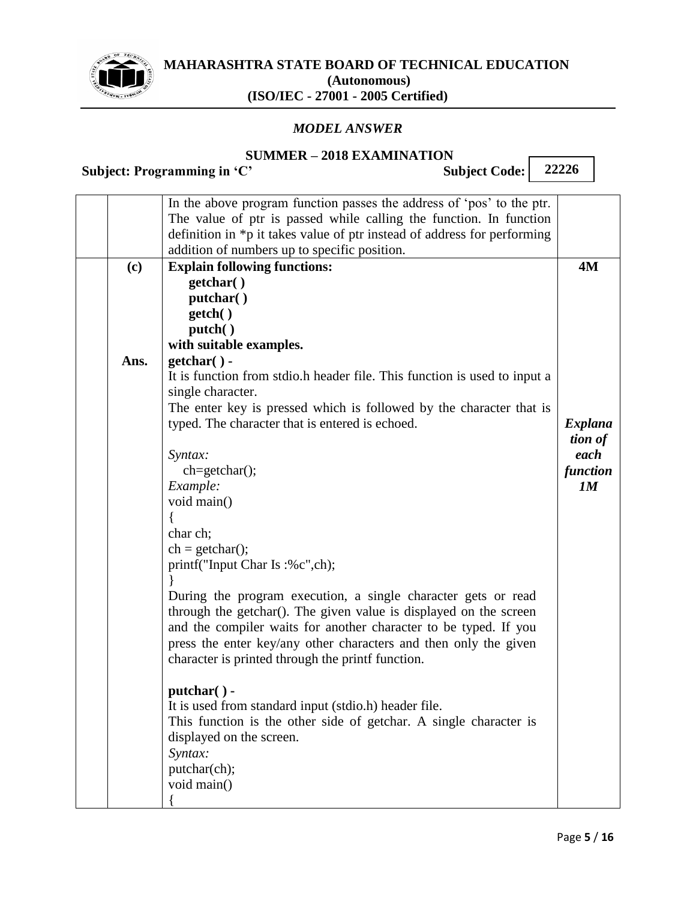| | | | |
|---|---|---|---|
| | | In the above program function passes the address of 'pos' to the ptr. The value of ptr is passed while calling the function. In function definition in *p it takes value of ptr instead of address for performing addition of numbers up to specific position. | |
| | **(c)** | **Explain following functions:**<br>**getchar( )**<br>**putchar( )**<br>**getch( )**<br>**putch( )**<br>**with suitable examples.** | **4M** |
| | **Ans.** | **getchar( ) -**<br>It is function from stdio.h header file. This function is used to input a single character.<br>The enter key is pressed which is followed by the character that is typed. The character that is entered is echoed.<br><br>*Syntax:*<br>ch=getchar();<br>*Example:*<br>void main()<br>{<br>char ch;<br>ch = getchar();<br>printf("Input Char Is :%c",ch);<br>}<br>During the program execution, a single character gets or read through the getchar(). The given value is displayed on the screen and the compiler waits for another character to be typed. If you press the enter key/any other characters and then only the given character is printed through the printf function.<br><br>**putchar( ) -**<br>It is used from standard input (stdio.h) header file.<br>This function is the other side of getchar. A single character is displayed on the screen.<br>*Syntax:*<br>putchar(ch);<br>void main()<br>{ | ***Explanation of each function 1M*** |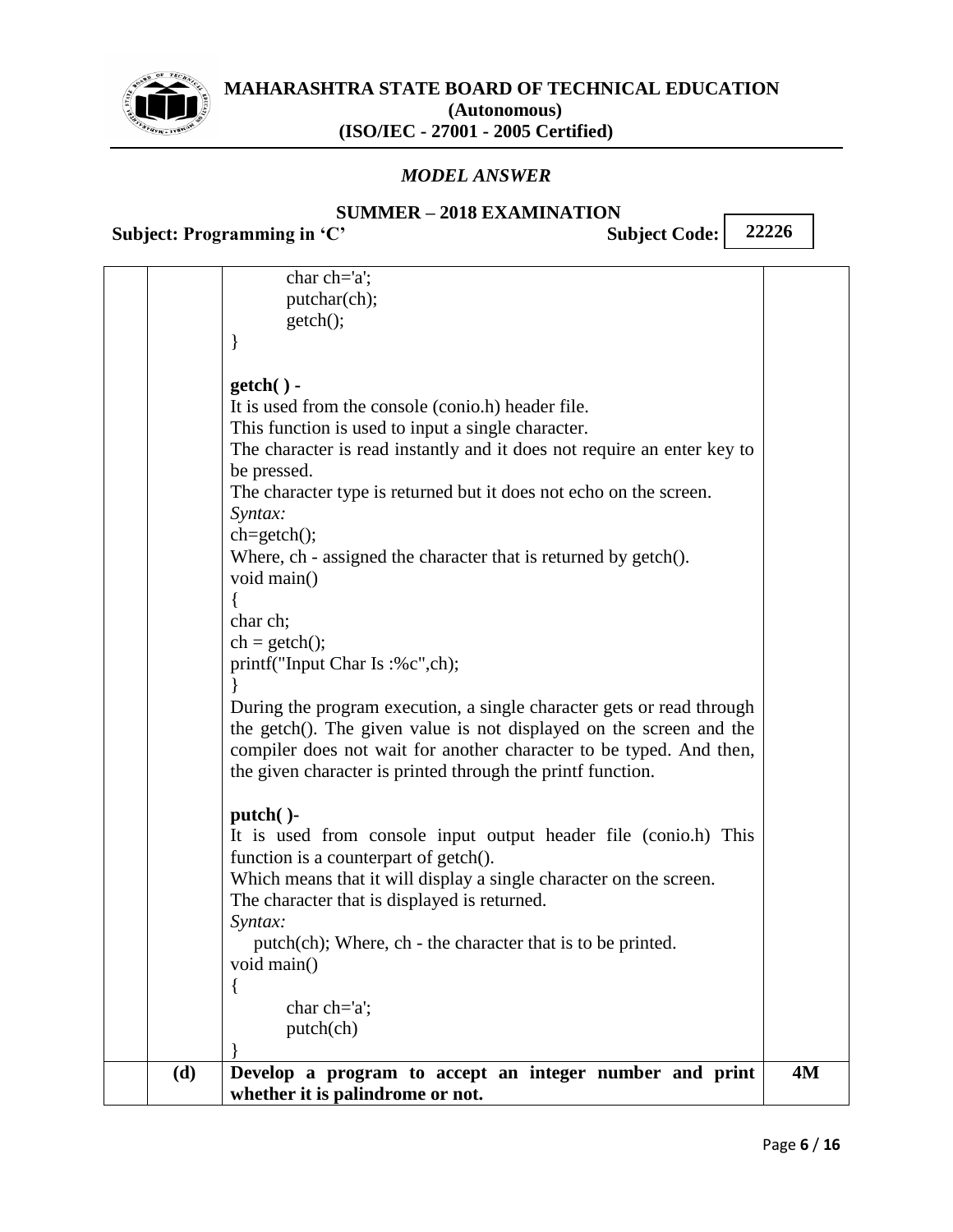```
        char ch='a';
        putchar(ch);
        getch();
}
```

**getch( ) -**

It is used from the console (conio.h) header file.
This function is used to input a single character.
The character is read instantly and it does not require an enter key to be pressed.
The character type is returned but it does not echo on the screen.

*Syntax:*

ch=getch();

Where, ch - assigned the character that is returned by getch().

```
void main()
{
char ch;
ch = getch();
printf("Input Char Is :%c",ch);
}
```

During the program execution, a single character gets or read through the getch(). The given value is not displayed on the screen and the compiler does not wait for another character to be typed. And then, the given character is printed through the printf function.

**putch( )-**

It is used from console input output header file (conio.h) This function is a counterpart of getch().
Which means that it will display a single character on the screen.
The character that is displayed is returned.

*Syntax:*

putch(ch); Where, ch - the character that is to be printed.

```
void main()
{
        char ch='a';
        putch(ch)
}
```

| | | | |
|---|---|---|---|
| | **(d)** | **Develop a program to accept an integer number and print whether it is palindrome or not.** | **4M** |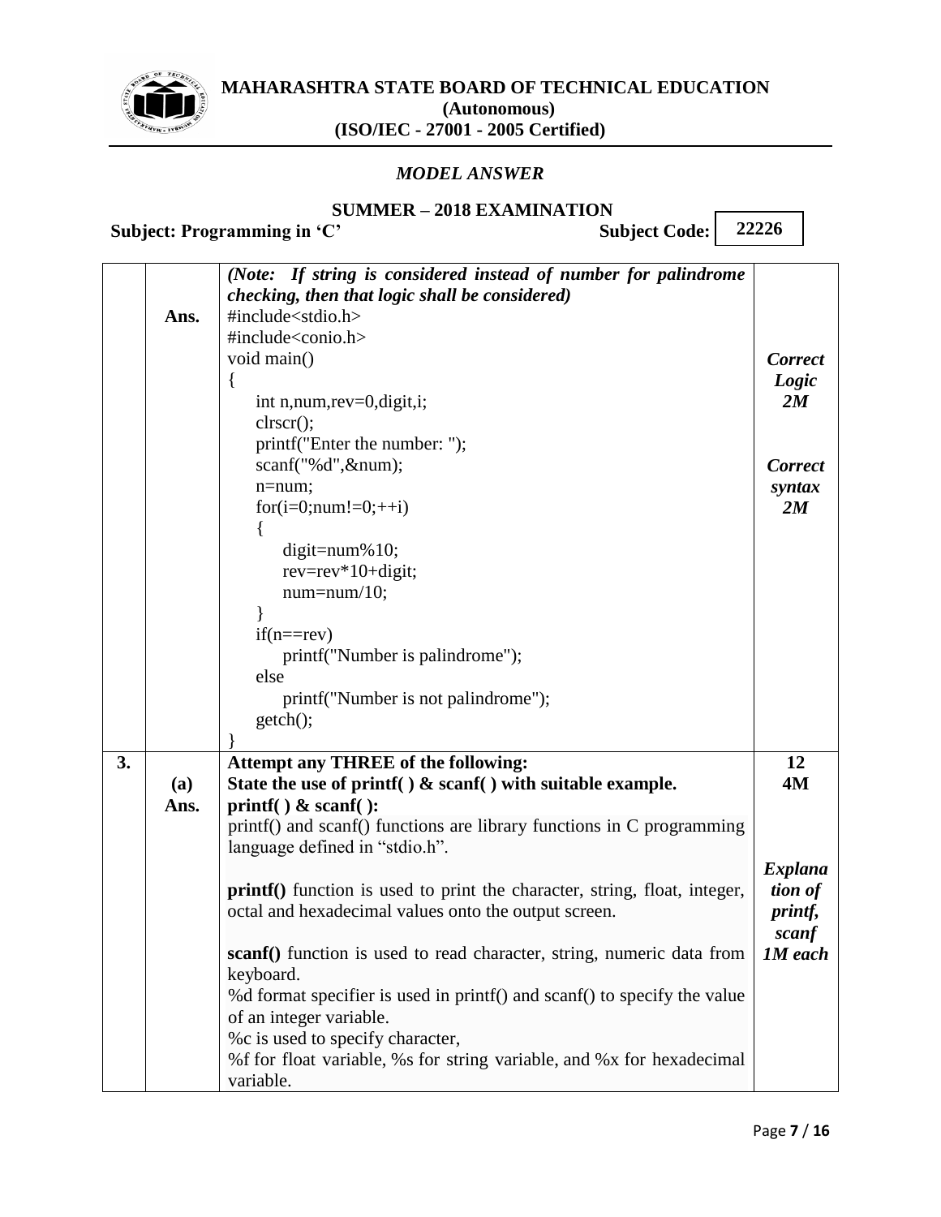# MAHARASHTRA STATE BOARD OF TECHNICAL EDUCATION
**(Autonomous)**
**(ISO/IEC - 27001 - 2005 Certified)**

*MODEL ANSWER*

**SUMMER – 2018 EXAMINATION**

**Subject: Programming in 'C'** **Subject Code: 22226**

| | | | |
|---|---|---|---|
| | **Ans.** | ***(Note: If string is considered instead of number for palindrome checking, then that logic shall be considered)*** <br> `#include<stdio.h>` <br> `#include<conio.h>` <br> `void main()` <br> `{` <br> `int n,num,rev=0,digit,i;` <br> `clrscr();` <br> `printf("Enter the number: ");` <br> `scanf("%d",&num);` <br> `n=num;` <br> `for(i=0;num!=0;++i)` <br> `{` <br> `digit=num%10;` <br> `rev=rev*10+digit;` <br> `num=num/10;` <br> `}` <br> `if(n==rev)` <br> `printf("Number is palindrome");` <br> `else` <br> `printf("Number is not palindrome");` <br> `getch();` <br> `}` | ***Correct Logic 2M*** <br><br> ***Correct syntax 2M*** |
| **3.** | | **Attempt any THREE of the following:** | **12** |
| | **(a)** | **State the use of printf( ) & scanf( ) with suitable example.** | **4M** |
| | **Ans.** | **printf( ) & scanf( ):** <br> printf() and scanf() functions are library functions in C programming language defined in "stdio.h". <br><br> **printf()** function is used to print the character, string, float, integer, octal and hexadecimal values onto the output screen. <br><br> **scanf()** function is used to read character, string, numeric data from keyboard. <br> %d format specifier is used in printf() and scanf() to specify the value of an integer variable. <br> %c is used to specify character, <br> %f for float variable, %s for string variable, and %x for hexadecimal variable. | ***Explanation of printf, scanf 1M each*** |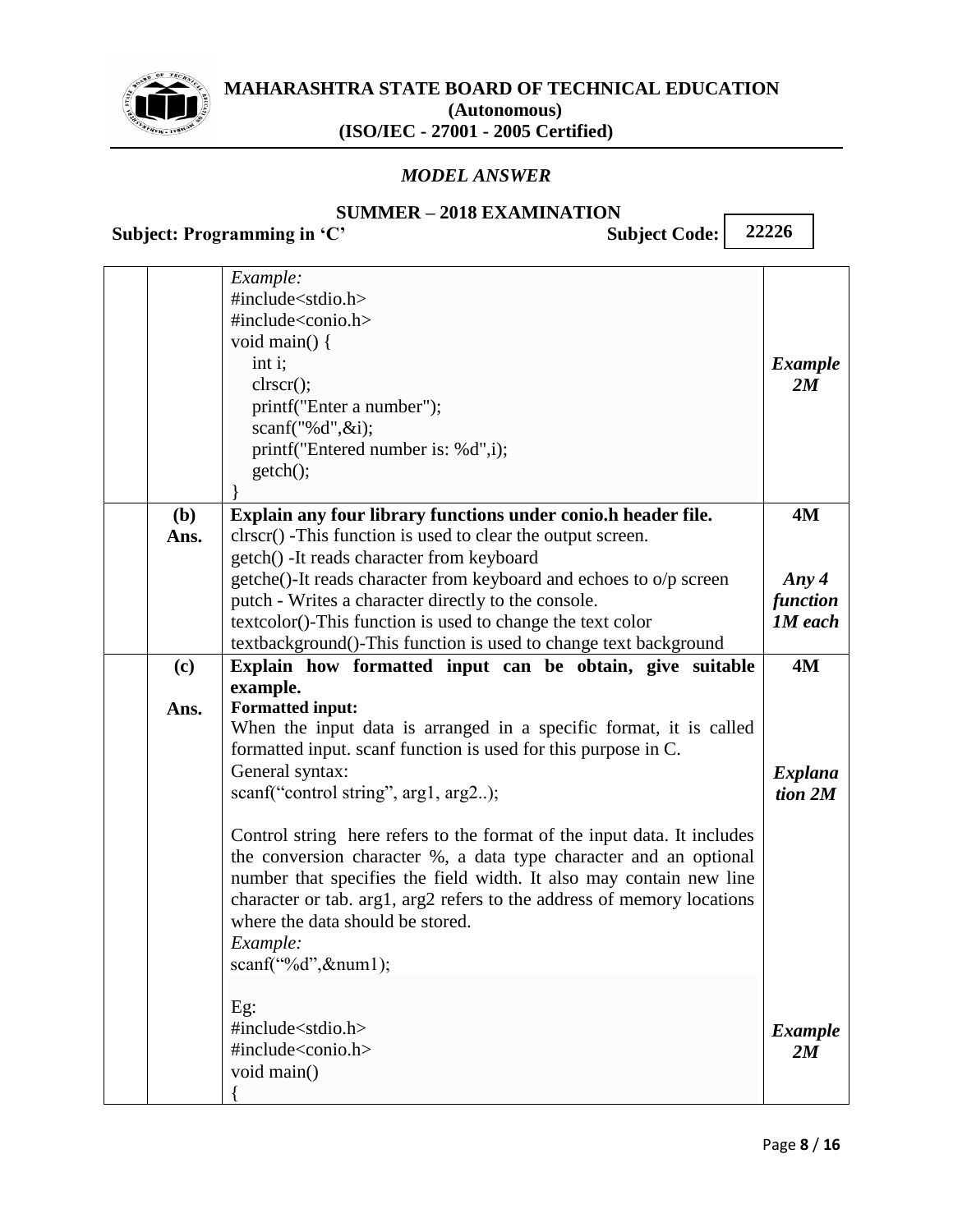| | | | |
|---|---|---|---|
| | | *Example:*<br>#include<stdio.h><br>#include<conio.h><br>void main() {<br>int i;<br>clrscr();<br>printf("Enter a number");<br>scanf("%d",&i);<br>printf("Entered number is: %d",i);<br>getch();<br>} | ***Example 2M*** |
| | **(b)**<br>**Ans.** | **Explain any four library functions under conio.h header file.**<br>clrscr() -This function is used to clear the output screen.<br>getch() -It reads character from keyboard<br>getche()-It reads character from keyboard and echoes to o/p screen<br>putch - Writes a character directly to the console.<br>textcolor()-This function is used to change the text color<br>textbackground()-This function is used to change text background | **4M**<br><br>***Any 4 function 1M each*** |
| | **(c)**<br><br>**Ans.** | **Explain how formatted input can be obtain, give suitable example.**<br>**Formatted input:**<br>When the input data is arranged in a specific format, it is called formatted input. scanf function is used for this purpose in C.<br>General syntax:<br>scanf("control string", arg1, arg2..);<br><br>Control string here refers to the format of the input data. It includes the conversion character %, a data type character and an optional number that specifies the field width. It also may contain new line character or tab. arg1, arg2 refers to the address of memory locations where the data should be stored.<br>*Example:*<br>scanf("%d",&num1);<br><br>Eg:<br>#include<stdio.h><br>#include<conio.h><br>void main()<br>{ | **4M**<br><br>***Explanation 2M***<br><br>***Example 2M*** |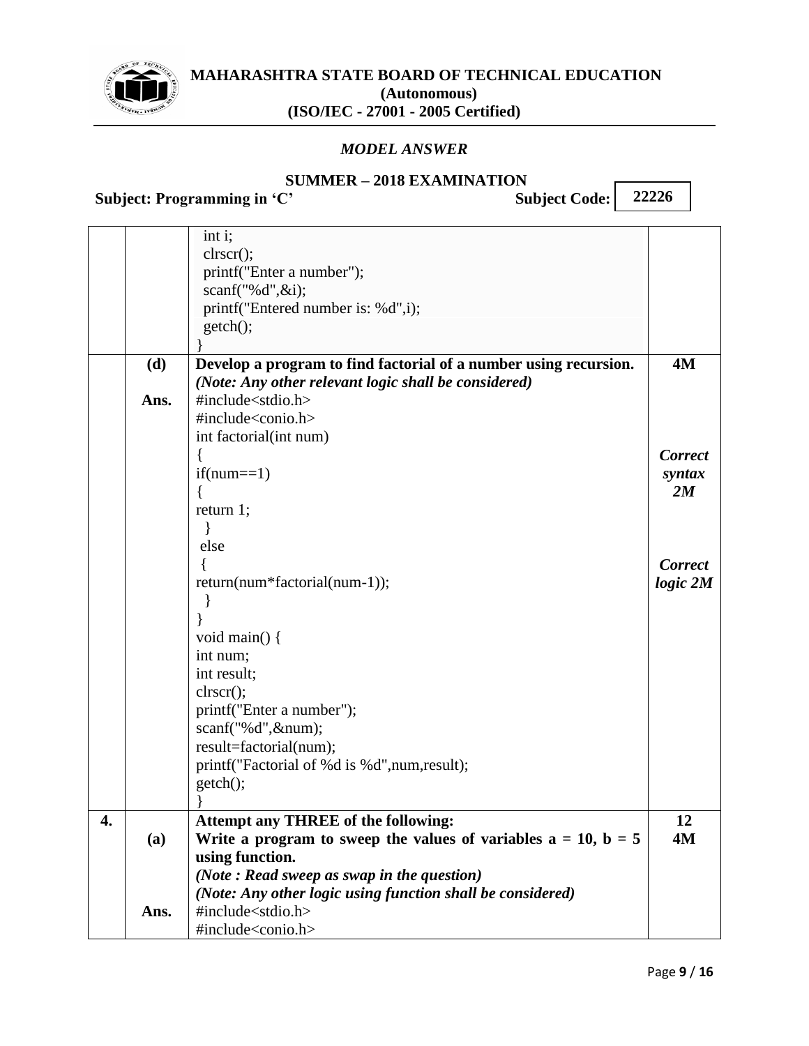```
int i;
clrscr();
printf("Enter a number");
scanf("%d",&i);
printf("Entered number is: %d",i);
getch();
}
```

| | | | |
|---|---|---|---|
| | **(d)** | **Develop a program to find factorial of a number using recursion.** ***(Note: Any other relevant logic shall be considered)*** | **4M** |
| | **Ans.** | See code below | ***Correct syntax 2M*** ***Correct logic 2M*** |

```
#include<stdio.h>
#include<conio.h>
int factorial(int num)
{
if(num==1)
{
return 1;
  }
 else
 {
return(num*factorial(num-1));
  }
}
void main() {
int num;
int result;
clrscr();
printf("Enter a number");
scanf("%d",&num);
result=factorial(num);
printf("Factorial of %d is %d",num,result);
getch();
}
```

| | | | |
|---|---|---|---|
| **4.** | | **Attempt any THREE of the following:** | **12** |
| | **(a)** | **Write a program to sweep the values of variables a = 10, b = 5 using function.** ***(Note : Read sweep as swap in the question)*** ***(Note: Any other logic using function shall be considered)*** | **4M** |
| | **Ans.** | See code below | |

```
#include<stdio.h>
#include<conio.h>
```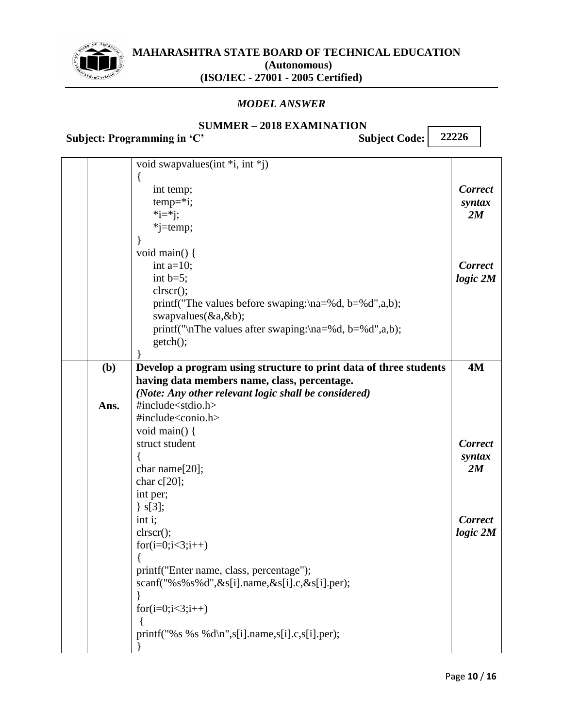| | | | |
|---|---|---|---|
| | | void swapvalues(int *i, int *j)<br>{<br>int temp;<br>temp=*i;<br>*i=*j;<br>*j=temp;<br>}<br>void main() {<br>int a=10;<br>int b=5;<br>clrscr();<br>printf("The values before swaping:\na=%d, b=%d",a,b);<br>swapvalues(&a,&b);<br>printf("\nThe values after swaping:\na=%d, b=%d",a,b);<br>getch();<br>} | ***Correct syntax 2M***<br><br>***Correct logic 2M*** |
| | **(b)** | **Develop a program using structure to print data of three students having data members name, class, percentage.**<br>***(Note: Any other relevant logic shall be considered)*** | **4M** |
| | **Ans.** | #include<stdio.h><br>#include<conio.h><br>void main() {<br>struct student<br>{<br>char name[20];<br>char c[20];<br>int per;<br>} s[3];<br>int i;<br>clrscr();<br>for(i=0;i<3;i++)<br>{<br>printf("Enter name, class, percentage");<br>scanf("%s%s%d",&s[i].name,&s[i].c,&s[i].per);<br>}<br>for(i=0;i<3;i++)<br>{<br>printf("%s %s %d\n",s[i].name,s[i].c,s[i].per);<br>} | ***Correct syntax 2M***<br><br>***Correct logic 2M*** |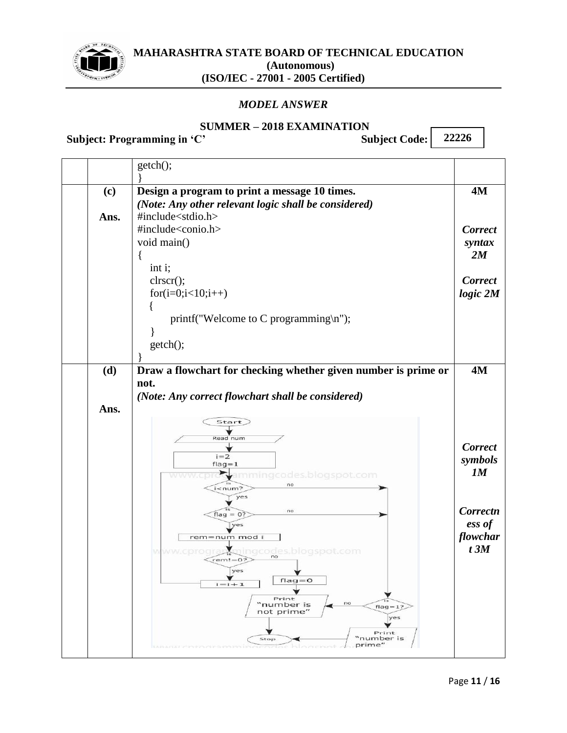| | | | |
|---|---|---|---|
| | | getch();<br>} | |
| | **(c)** | **Design a program to print a message 10 times.**<br>***(Note: Any other relevant logic shall be considered)*** | **4M** |
| | **Ans.** | #include<stdio.h><br>#include<conio.h><br>void main()<br>{<br>int i;<br>clrscr();<br>for(i=0;i<10;i++)<br>{<br>printf("Welcome to C programming\n");<br>}<br>getch();<br>} | ***Correct syntax 2M***<br><br>***Correct logic 2M*** |
| | **(d)** | **Draw a flowchart for checking whether given number is prime or not.**<br>***(Note: Any correct flowchart shall be considered)*** | **4M** |
| | **Ans.** | Start<br>Read num<br>i=2<br>flag=1<br>www.cprogrammingcodes.blogspot.com<br>is i<num?<br>no<br>yes<br>is flag = 0?<br>no<br>yes<br>rem=num mod i<br>www.cprogrammingcodes.blogspot.com<br>is rem!=0?<br>no<br>yes<br>flag=0<br>i=i+1<br>Print "number is not prime"<br>no<br>is flag=1?<br>yes<br>Print "number is prime"<br>Stop | ***Correct symbols 1M***<br><br>***Correctness of flowchart 3M*** |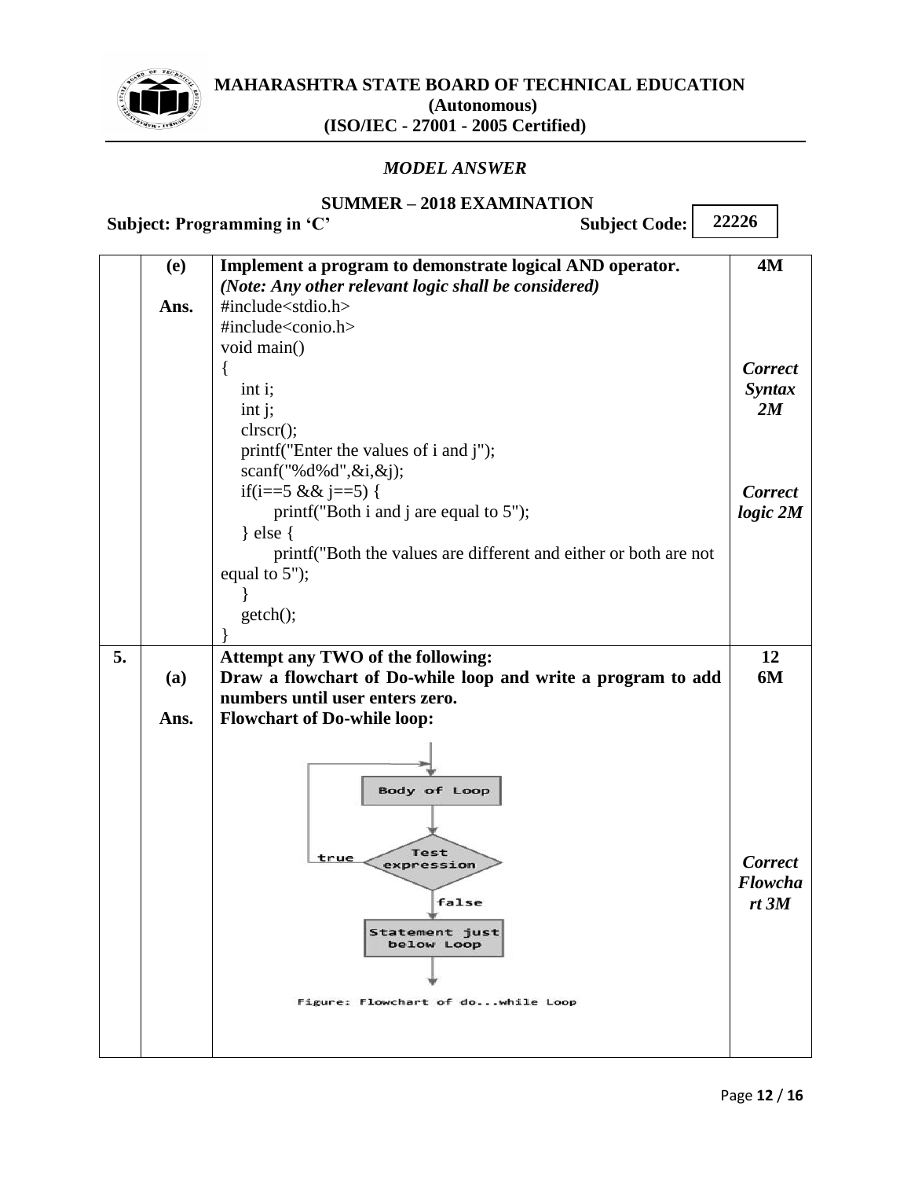# MAHARASHTRA STATE BOARD OF TECHNICAL EDUCATION
**(Autonomous)**
**(ISO/IEC - 27001 - 2005 Certified)**

*MODEL ANSWER*

**SUMMER – 2018 EXAMINATION**

**Subject: Programming in 'C'** **Subject Code: 22226**

| | | | |
|---|---|---|---|
| | **(e)** | **Implement a program to demonstrate logical AND operator.** *(Note: Any other relevant logic shall be considered)* | **4M** |
| | **Ans.** | #include<stdio.h><br>#include<conio.h><br>void main()<br>{<br>int i;<br>int j;<br>clrscr();<br>printf("Enter the values of i and j");<br>scanf("%d%d",&i,&j);<br>if(i==5 && j==5) {<br>printf("Both i and j are equal to 5");<br>} else {<br>printf("Both the values are different and either or both are not equal to 5");<br>}<br>getch();<br>} | ***Correct Syntax 2M***<br><br>***Correct logic 2M*** |
| **5.** | | **Attempt any TWO of the following:** | **12** |
| | **(a)** | **Draw a flowchart of Do-while loop and write a program to add numbers until user enters zero.** | **6M** |
| | **Ans.** | **Flowchart of Do-while loop:**<br><br>Body of Loop<br>Test expression<br>true<br>false<br>Statement just below Loop<br><br>Figure: Flowchart of do...while Loop | ***Correct Flowchart 3M*** |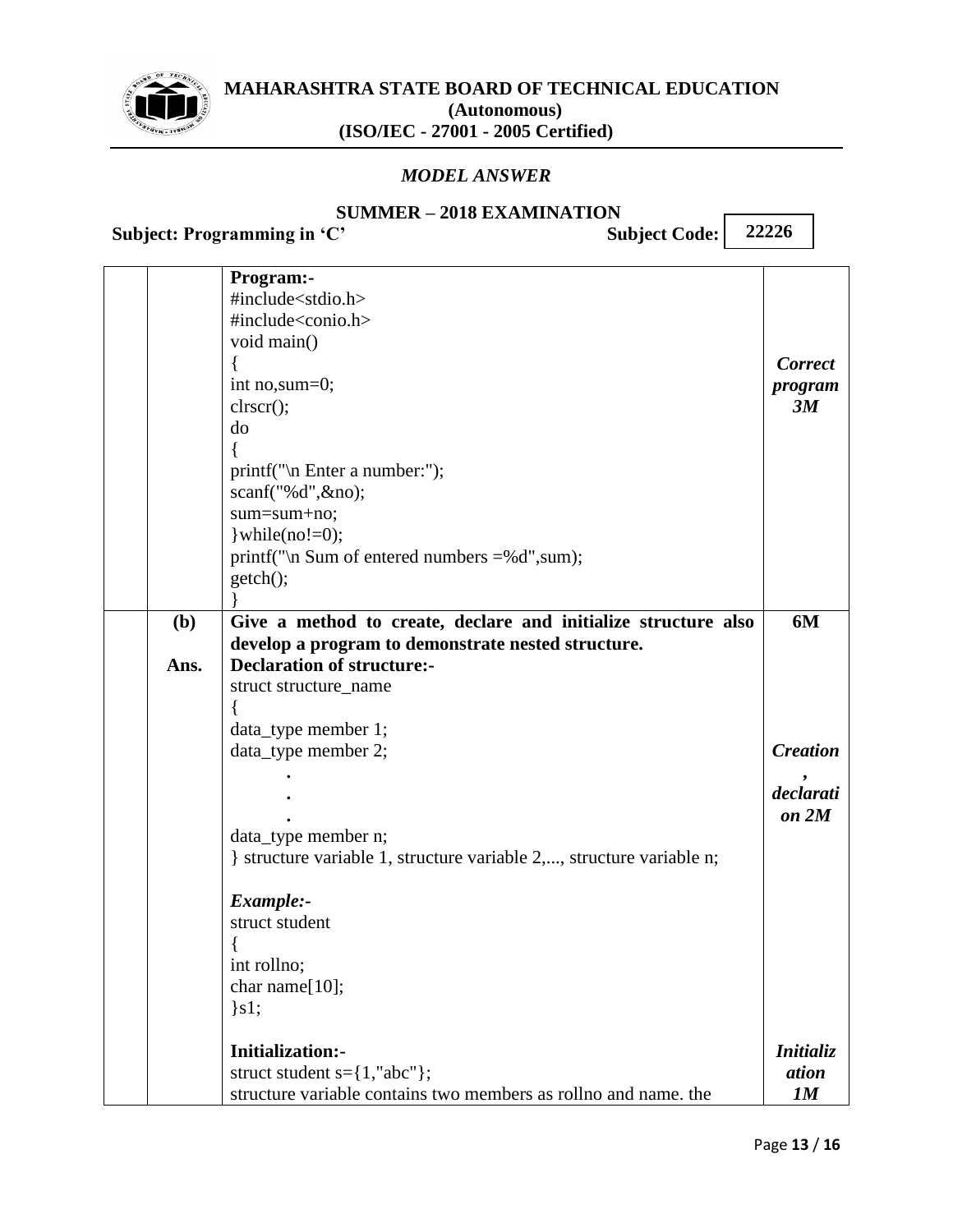**Program:-**

```
#include<stdio.h>
#include<conio.h>
void main()
{
int no,sum=0;
clrscr();
do
{
printf("\n Enter a number:");
scanf("%d",&no);
sum=sum+no;
}while(no!=0);
printf("\n Sum of entered numbers =%d",sum);
getch();
}
```

*Correct program 3M*

**(b) Give a method to create, declare and initialize structure also develop a program to demonstrate nested structure.** **6M**

**Ans.**

**Declaration of structure:-**

```
struct structure_name
{
data_type member 1;
data_type member 2;
        .
        .
        .
data_type member n;
} structure variable 1, structure variable 2,..., structure variable n;
```

*Creation, declaration 2M*

***Example:-***

```
struct student
{
int rollno;
char name[10];
}s1;
```

**Initialization:-**

struct student s={1,"abc"};

structure variable contains two members as rollno and name. the

*Initialization 1M*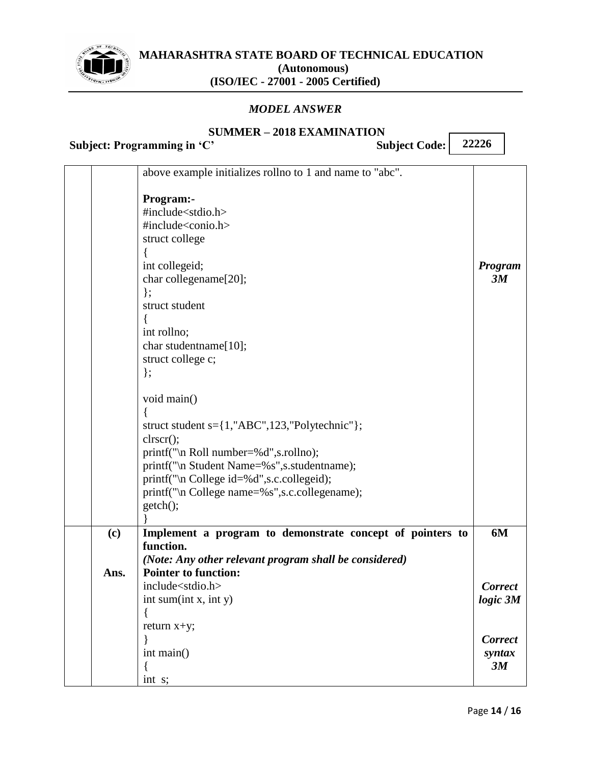## MAHARASHTRA STATE BOARD OF TECHNICAL EDUCATION
**(Autonomous)**
**(ISO/IEC - 27001 - 2005 Certified)**

*MODEL ANSWER*

**SUMMER – 2018 EXAMINATION**

**Subject: Programming in 'C'** **Subject Code: 22226**

| | | | |
|---|---|---|---|
| | | above example initializes rollno to 1 and name to "abc".<br><br>**Program:-**<br>#include<stdio.h><br>#include<conio.h><br>struct college<br>{<br>int collegeid;<br>char collegename[20];<br>};<br>struct student<br>{<br>int rollno;<br>char studentname[10];<br>struct college c;<br>};<br><br>void main()<br>{<br>struct student s={1,"ABC",123,"Polytechnic"};<br>clrscr();<br>printf("\n Roll number=%d",s.rollno);<br>printf("\n Student Name=%s",s.studentname);<br>printf("\n College id=%d",s.c.collegeid);<br>printf("\n College name=%s",s.c.collegename);<br>getch();<br>} | ***Program 3M*** |
| | **(c)**<br><br><br>**Ans.** | **Implement a program to demonstrate concept of pointers to function.**<br>***(Note: Any other relevant program shall be considered)***<br>**Pointer to function:**<br>include<stdio.h><br>int sum(int x, int y)<br>{<br>return x+y;<br>}<br>int main()<br>{<br>int s; | **6M**<br><br><br>***Correct logic 3M***<br><br>***Correct syntax 3M*** |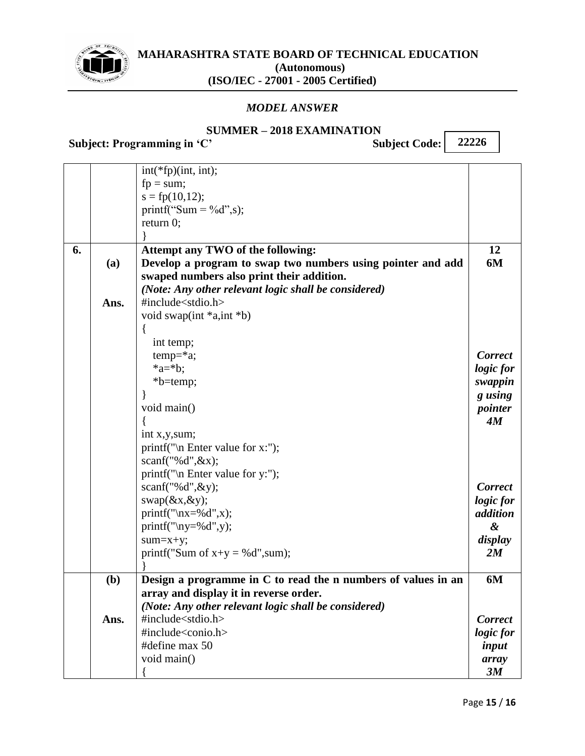```
int(*fp)(int, int);
fp = sum;
s = fp(10,12);
printf("Sum = %d",s);
return 0;
}
```

| | | | |
|---|---|---|---|
| **6.** | | **Attempt any TWO of the following:** | **12** |
| | **(a)** | **Develop a program to swap two numbers using pointer and add swaped numbers also print their addition.** *(Note: Any other relevant logic shall be considered)* | **6M** |
| | **Ans.** | #include<stdio.h><br>void swap(int *a,int *b)<br>{<br>int temp;<br>temp=*a;<br>*a=*b;<br>*b=temp;<br>}<br>void main()<br>{<br>int x,y,sum;<br>printf("\n Enter value for x:");<br>scanf("%d",&x);<br>printf("\n Enter value for y:");<br>scanf("%d",&y);<br>swap(&x,&y);<br>printf("\nx=%d",x);<br>printf("\ny=%d",y);<br>sum=x+y;<br>printf("Sum of x+y = %d",sum);<br>} | ***Correct logic for swapping using pointer 4M***<br><br>***Correct logic for addition & display 2M*** |
| | **(b)** | **Design a programme in C to read the n numbers of values in an array and display it in reverse order.** *(Note: Any other relevant logic shall be considered)* | **6M** |
| | **Ans.** | #include<stdio.h><br>#include<conio.h><br>#define max 50<br>void main()<br>{ | ***Correct logic for input array 3M*** |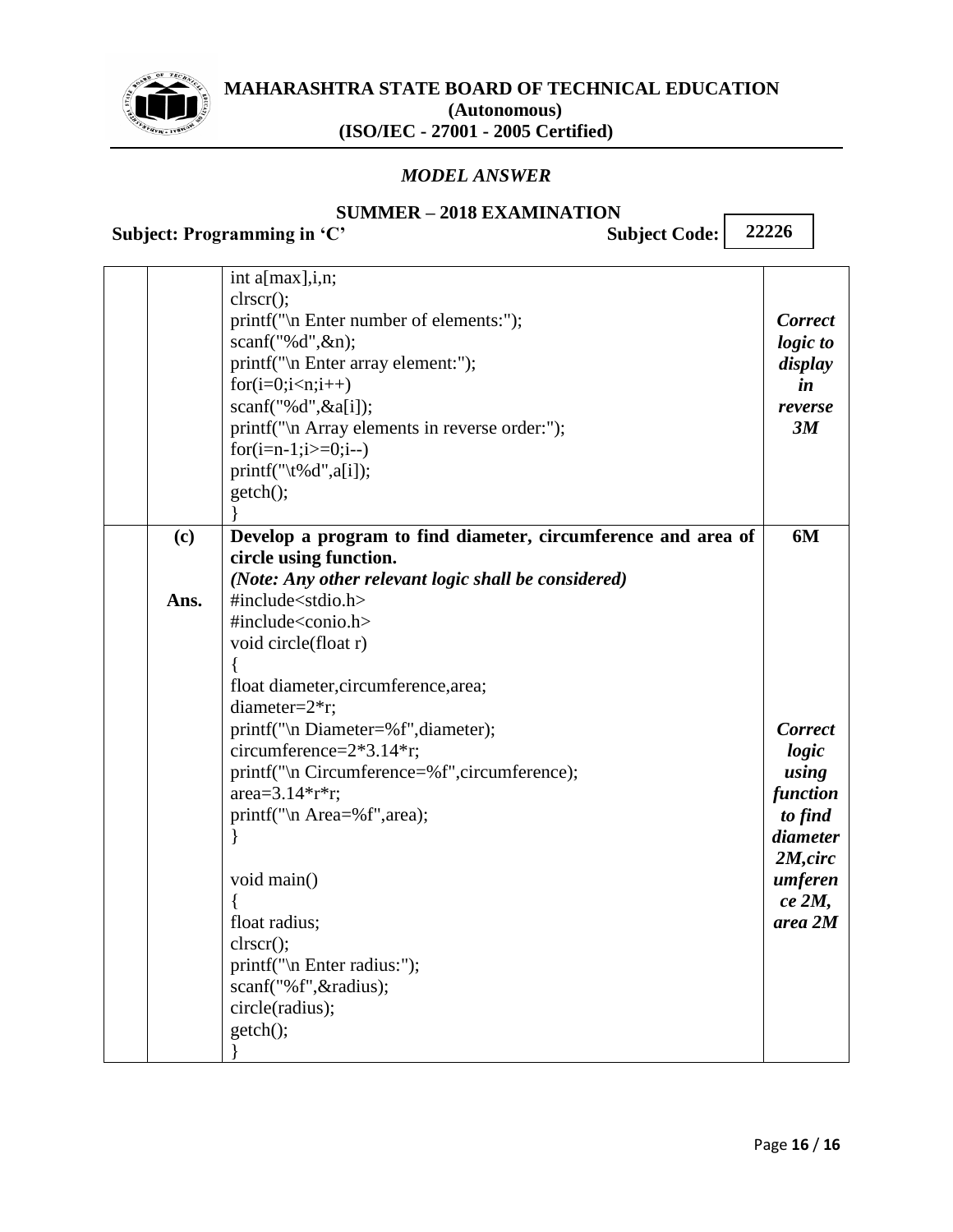| | | | |
|---|---|---|---|
| | | `int a[max],i,n;`<br>`clrscr();`<br>`printf("\n Enter number of elements:");`<br>`scanf("%d",&n);`<br>`printf("\n Enter array element:");`<br>`for(i=0;i<n;i++)`<br>`scanf("%d",&a[i]);`<br>`printf("\n Array elements in reverse order:");`<br>`for(i=n-1;i>=0;i--)`<br>`printf("\t%d",a[i]);`<br>`getch();`<br>`}` | ***Correct logic to display in reverse 3M*** |
| | **(c)** | **Develop a program to find diameter, circumference and area of circle using function.**<br>***(Note: Any other relevant logic shall be considered)*** | **6M** |
| | **Ans.** | `#include<stdio.h>`<br>`#include<conio.h>`<br>`void circle(float r)`<br>`{`<br>`float diameter,circumference,area;`<br>`diameter=2*r;`<br>`printf("\n Diameter=%f",diameter);`<br>`circumference=2*3.14*r;`<br>`printf("\n Circumference=%f",circumference);`<br>`area=3.14*r*r;`<br>`printf("\n Area=%f",area);`<br>`}`<br><br>`void main()`<br>`{`<br>`float radius;`<br>`clrscr();`<br>`printf("\n Enter radius:");`<br>`scanf("%f",&radius);`<br>`circle(radius);`<br>`getch();`<br>`}` | ***Correct logic using function to find diameter 2M, circumference 2M, area 2M*** |